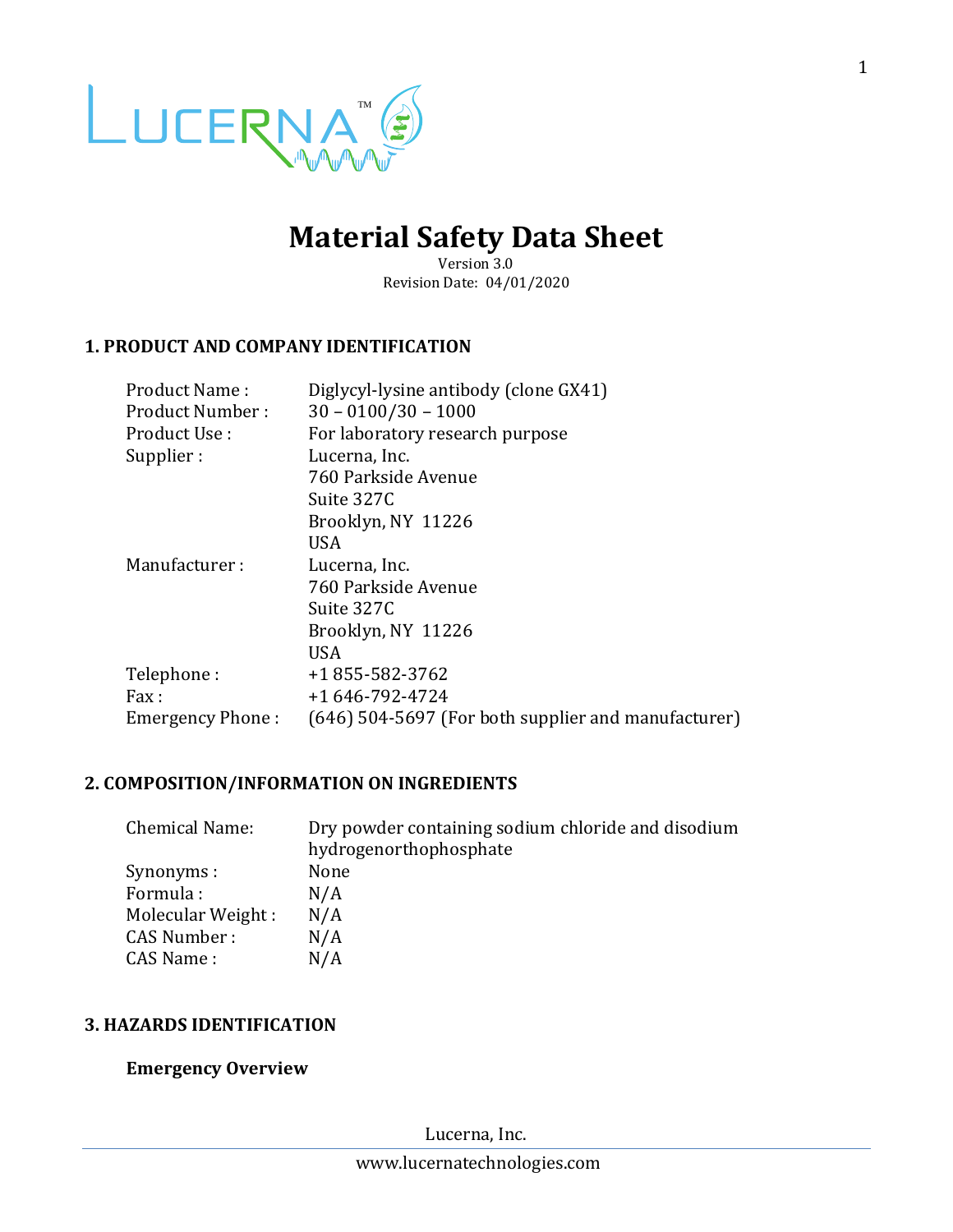# Material Safety Data Sheet

Version 3.0
Revision Date: 04/01/2020

## 1. PRODUCT AND COMPANY IDENTIFICATION

| | |
|---|---|
| Product Name : | Diglycyl-lysine antibody (clone GX41) |
| Product Number : | 30 – 0100/30 – 1000 |
| Product Use : | For laboratory research purpose |
| Supplier : | Lucerna, Inc.<br>760 Parkside Avenue<br>Suite 327C<br>Brooklyn, NY 11226<br>USA |
| Manufacturer : | Lucerna, Inc.<br>760 Parkside Avenue<br>Suite 327C<br>Brooklyn, NY 11226<br>USA |
| Telephone : | +1 855-582-3762 |
| Fax : | +1 646-792-4724 |
| Emergency Phone : | (646) 504-5697 (For both supplier and manufacturer) |

## 2. COMPOSITION/INFORMATION ON INGREDIENTS

| | |
|---|---|
| Chemical Name: | Dry powder containing sodium chloride and disodium hydrogenorthophosphate |
| Synonyms : | None |
| Formula : | N/A |
| Molecular Weight : | N/A |
| CAS Number : | N/A |
| CAS Name : | N/A |

## 3. HAZARDS IDENTIFICATION

### Emergency Overview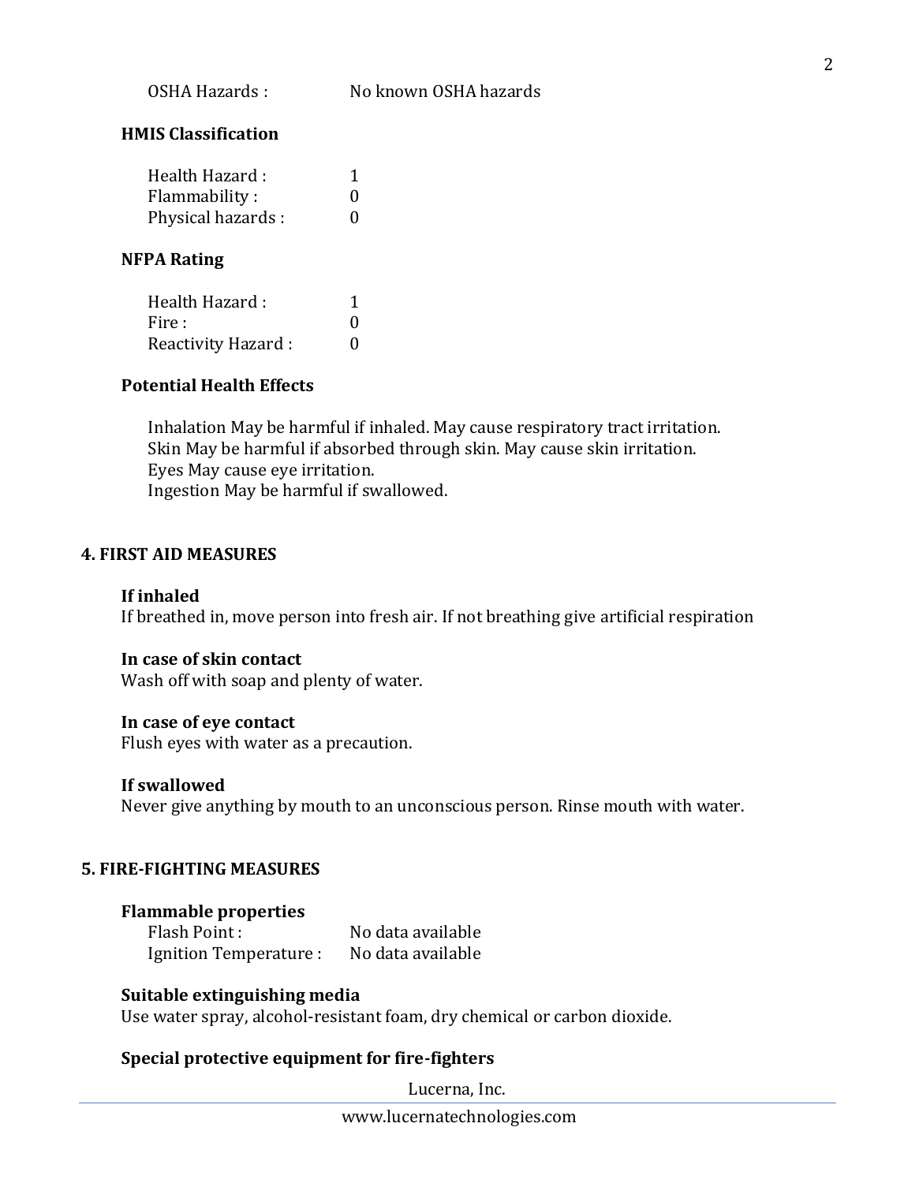OSHA Hazards : No known OSHA hazards

**HMIS Classification**

| | |
|---|---|
| Health Hazard : | 1 |
| Flammability : | 0 |
| Physical hazards : | 0 |

**NFPA Rating**

| | |
|---|---|
| Health Hazard : | 1 |
| Fire : | 0 |
| Reactivity Hazard : | 0 |

**Potential Health Effects**

Inhalation May be harmful if inhaled. May cause respiratory tract irritation.
Skin May be harmful if absorbed through skin. May cause skin irritation.
Eyes May cause eye irritation.
Ingestion May be harmful if swallowed.

## 4. FIRST AID MEASURES

**If inhaled**
If breathed in, move person into fresh air. If not breathing give artificial respiration

**In case of skin contact**
Wash off with soap and plenty of water.

**In case of eye contact**
Flush eyes with water as a precaution.

**If swallowed**
Never give anything by mouth to an unconscious person. Rinse mouth with water.

## 5. FIRE-FIGHTING MEASURES

**Flammable properties**

| | |
|---|---|
| Flash Point : | No data available |
| Ignition Temperature : | No data available |

**Suitable extinguishing media**
Use water spray, alcohol-resistant foam, dry chemical or carbon dioxide.

**Special protective equipment for fire-fighters**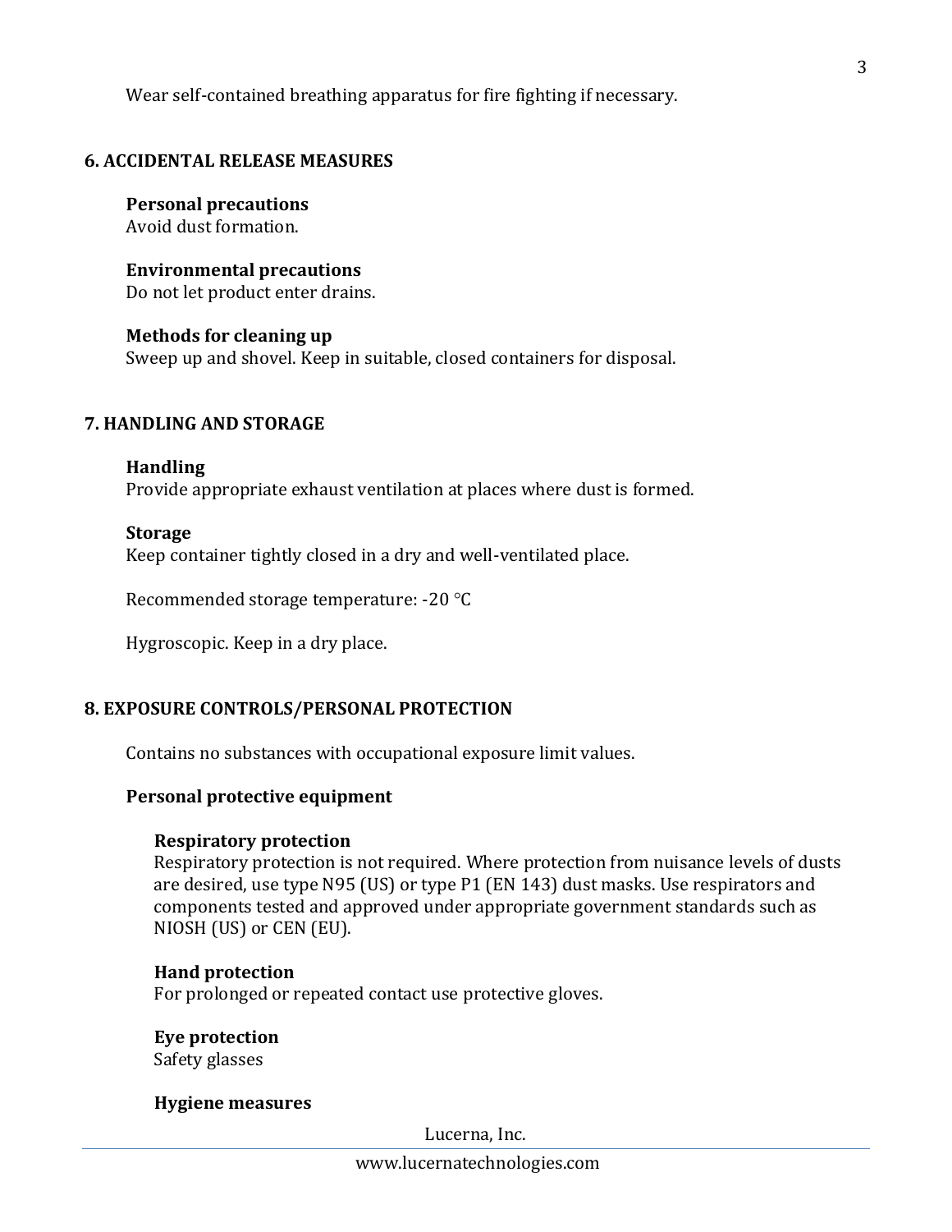Wear self-contained breathing apparatus for fire fighting if necessary.

## 6. ACCIDENTAL RELEASE MEASURES

**Personal precautions**
Avoid dust formation.

**Environmental precautions**
Do not let product enter drains.

**Methods for cleaning up**
Sweep up and shovel. Keep in suitable, closed containers for disposal.

## 7. HANDLING AND STORAGE

**Handling**
Provide appropriate exhaust ventilation at places where dust is formed.

**Storage**
Keep container tightly closed in a dry and well-ventilated place.

Recommended storage temperature: -20 °C

Hygroscopic. Keep in a dry place.

## 8. EXPOSURE CONTROLS/PERSONAL PROTECTION

Contains no substances with occupational exposure limit values.

**Personal protective equipment**

**Respiratory protection**
Respiratory protection is not required. Where protection from nuisance levels of dusts are desired, use type N95 (US) or type P1 (EN 143) dust masks. Use respirators and components tested and approved under appropriate government standards such as NIOSH (US) or CEN (EU).

**Hand protection**
For prolonged or repeated contact use protective gloves.

**Eye protection**
Safety glasses

**Hygiene measures**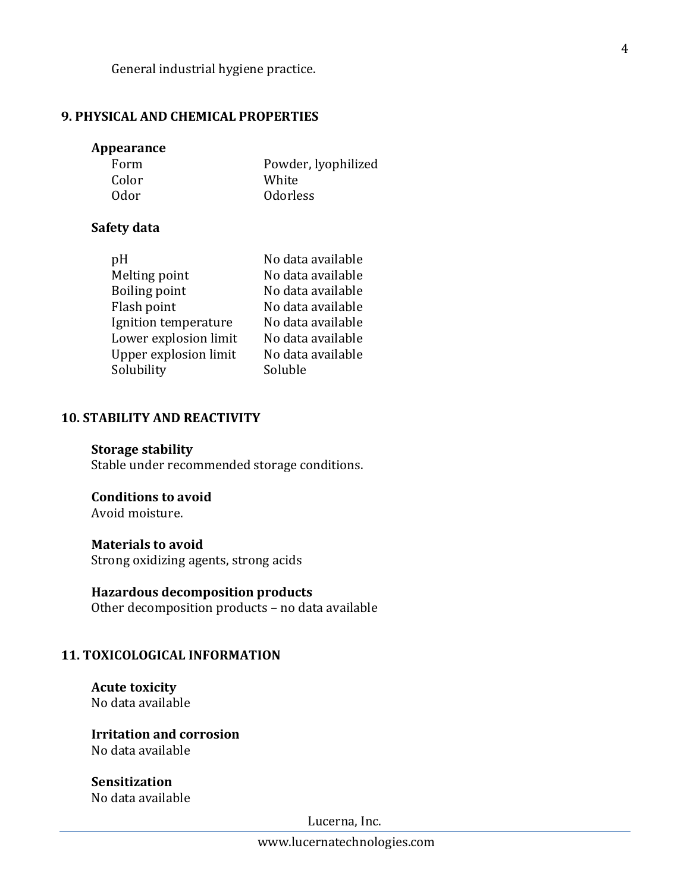General industrial hygiene practice.

## 9. PHYSICAL AND CHEMICAL PROPERTIES

### Appearance

| | |
|---|---|
| Form | Powder, lyophilized |
| Color | White |
| Odor | Odorless |

### Safety data

| | |
|---|---|
| pH | No data available |
| Melting point | No data available |
| Boiling point | No data available |
| Flash point | No data available |
| Ignition temperature | No data available |
| Lower explosion limit | No data available |
| Upper explosion limit | No data available |
| Solubility | Soluble |

## 10. STABILITY AND REACTIVITY

**Storage stability**
Stable under recommended storage conditions.

**Conditions to avoid**
Avoid moisture.

**Materials to avoid**
Strong oxidizing agents, strong acids

**Hazardous decomposition products**
Other decomposition products – no data available

## 11. TOXICOLOGICAL INFORMATION

**Acute toxicity**
No data available

**Irritation and corrosion**
No data available

**Sensitization**
No data available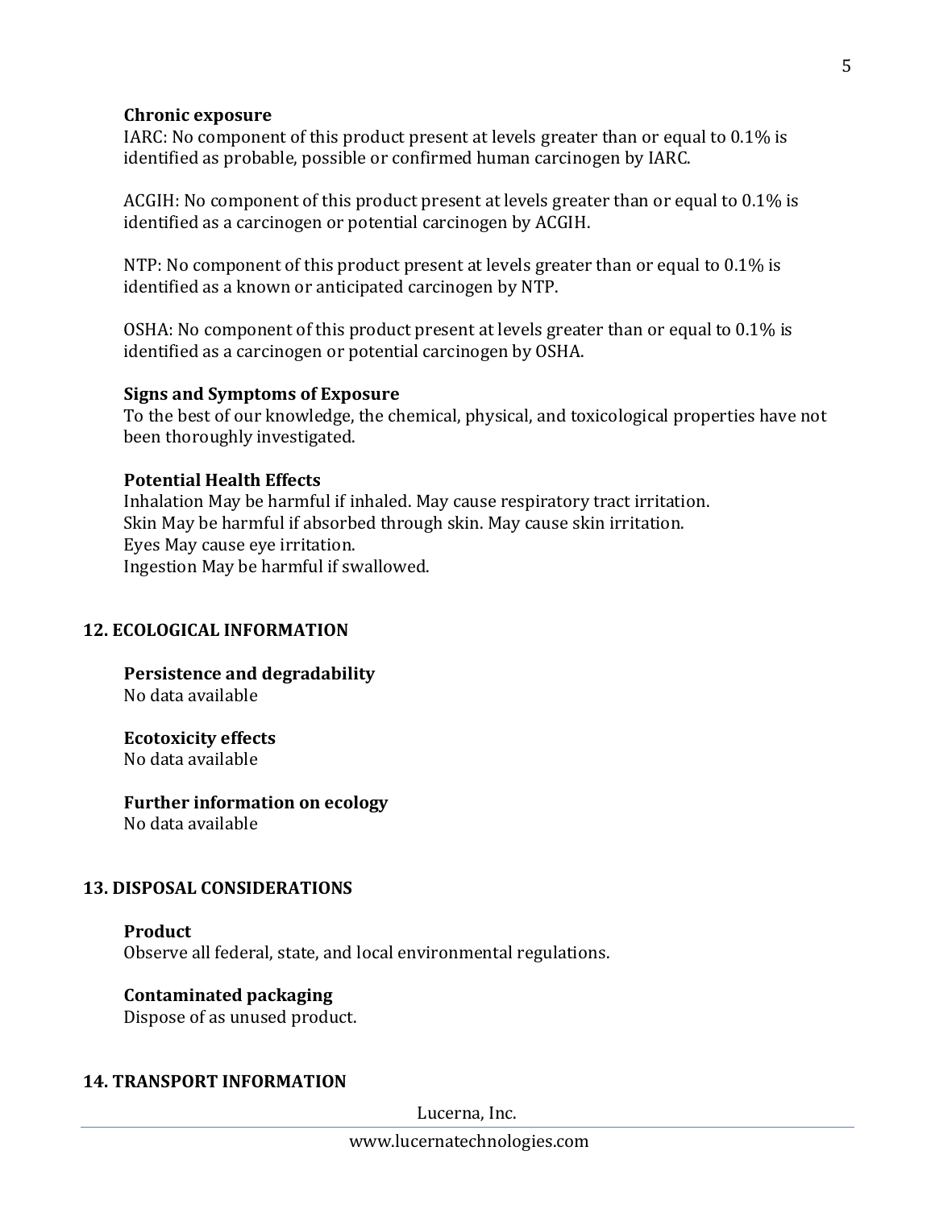**Chronic exposure**

IARC: No component of this product present at levels greater than or equal to 0.1% is identified as probable, possible or confirmed human carcinogen by IARC.

ACGIH: No component of this product present at levels greater than or equal to 0.1% is identified as a carcinogen or potential carcinogen by ACGIH.

NTP: No component of this product present at levels greater than or equal to 0.1% is identified as a known or anticipated carcinogen by NTP.

OSHA: No component of this product present at levels greater than or equal to 0.1% is identified as a carcinogen or potential carcinogen by OSHA.

**Signs and Symptoms of Exposure**

To the best of our knowledge, the chemical, physical, and toxicological properties have not been thoroughly investigated.

**Potential Health Effects**

Inhalation May be harmful if inhaled. May cause respiratory tract irritation.
Skin May be harmful if absorbed through skin. May cause skin irritation.
Eyes May cause eye irritation.
Ingestion May be harmful if swallowed.

## 12. ECOLOGICAL INFORMATION

**Persistence and degradability**

No data available

**Ecotoxicity effects**

No data available

**Further information on ecology**

No data available

## 13. DISPOSAL CONSIDERATIONS

**Product**

Observe all federal, state, and local environmental regulations.

**Contaminated packaging**

Dispose of as unused product.

## 14. TRANSPORT INFORMATION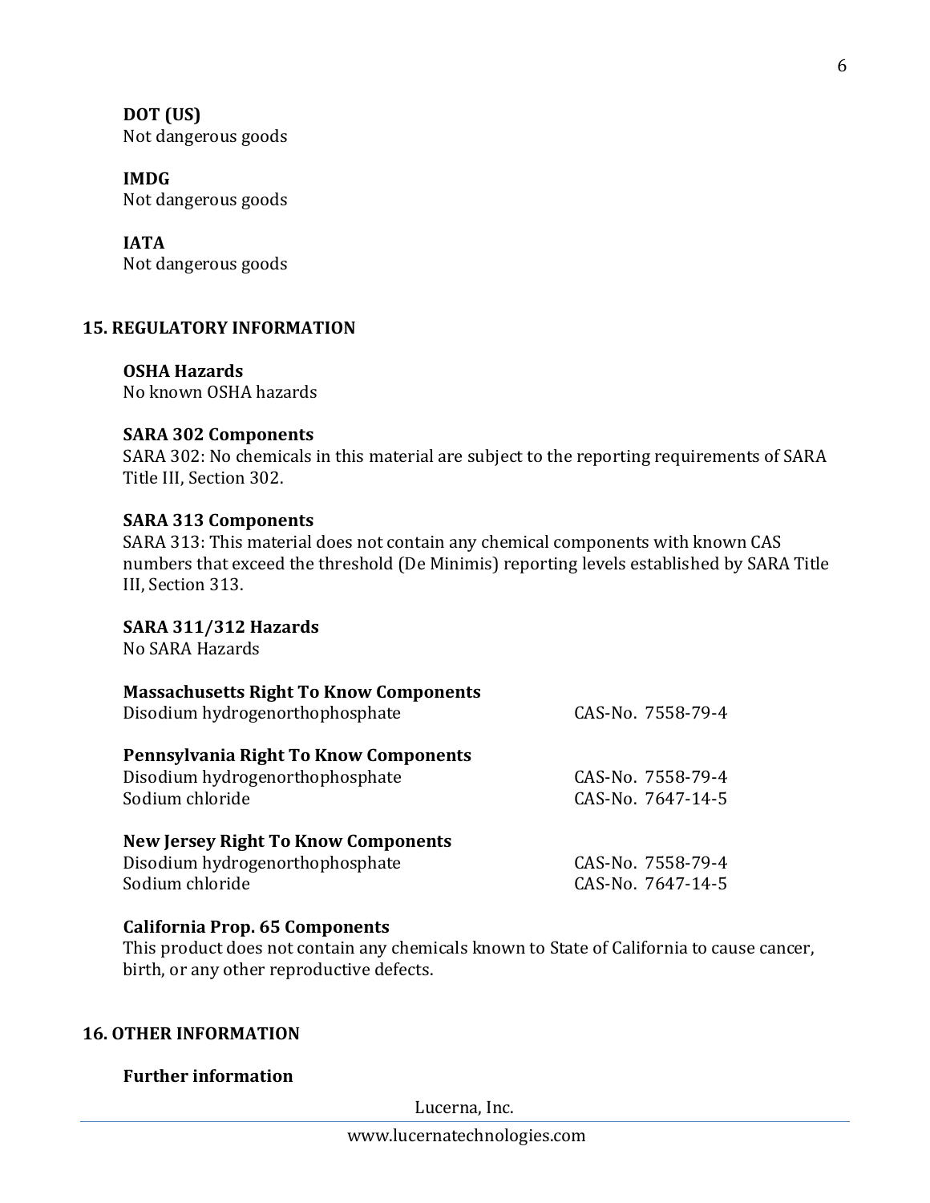**DOT (US)**
Not dangerous goods

**IMDG**
Not dangerous goods

**IATA**
Not dangerous goods

## 15. REGULATORY INFORMATION

**OSHA Hazards**
No known OSHA hazards

**SARA 302 Components**
SARA 302: No chemicals in this material are subject to the reporting requirements of SARA Title III, Section 302.

**SARA 313 Components**
SARA 313: This material does not contain any chemical components with known CAS numbers that exceed the threshold (De Minimis) reporting levels established by SARA Title III, Section 313.

**SARA 311/312 Hazards**
No SARA Hazards

**Massachusetts Right To Know Components**

| | |
|---|---|
| Disodium hydrogenorthophosphate | CAS-No. 7558-79-4 |

**Pennsylvania Right To Know Components**

| | |
|---|---|
| Disodium hydrogenorthophosphate | CAS-No. 7558-79-4 |
| Sodium chloride | CAS-No. 7647-14-5 |

**New Jersey Right To Know Components**

| | |
|---|---|
| Disodium hydrogenorthophosphate | CAS-No. 7558-79-4 |
| Sodium chloride | CAS-No. 7647-14-5 |

**California Prop. 65 Components**
This product does not contain any chemicals known to State of California to cause cancer, birth, or any other reproductive defects.

## 16. OTHER INFORMATION

**Further information**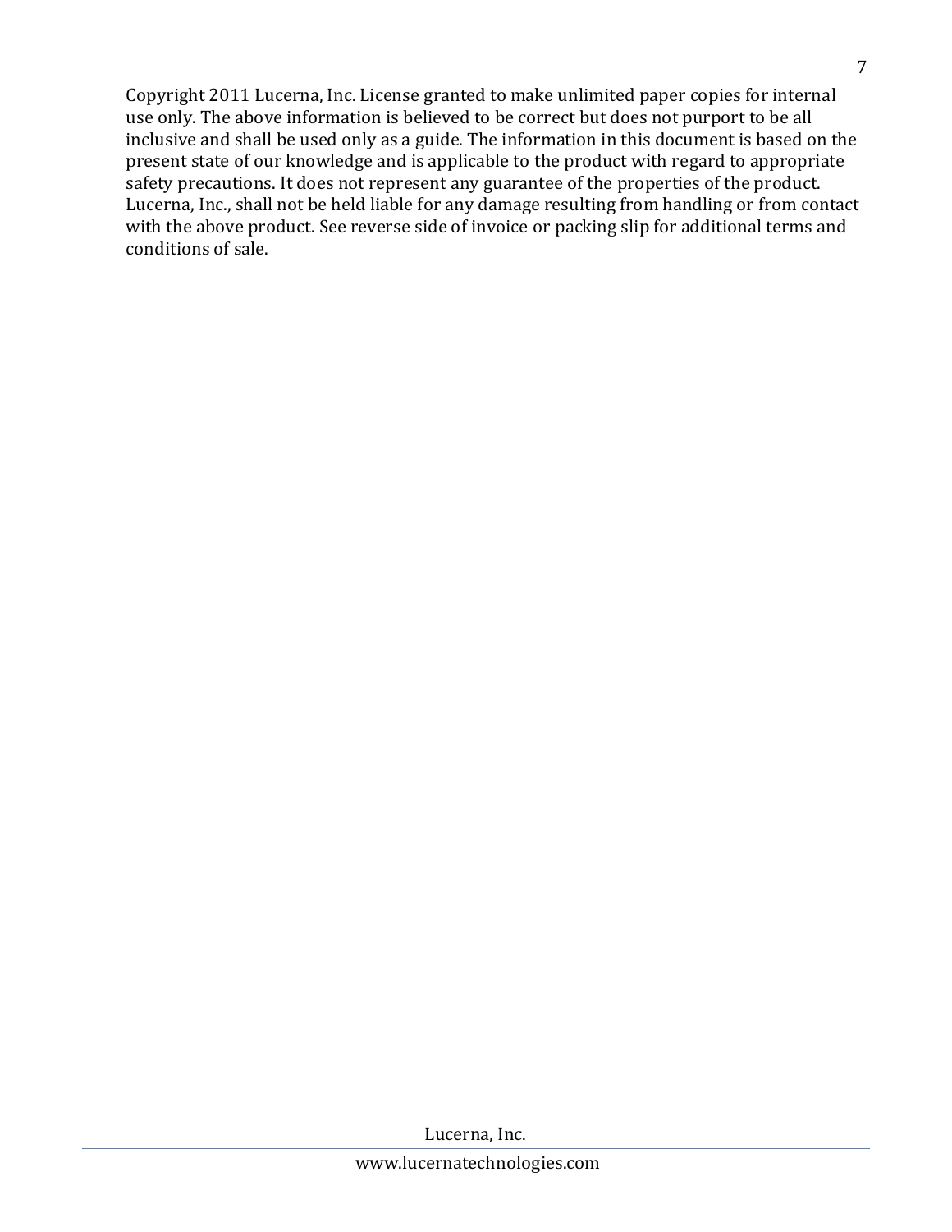Copyright 2011 Lucerna, Inc. License granted to make unlimited paper copies for internal use only. The above information is believed to be correct but does not purport to be all inclusive and shall be used only as a guide. The information in this document is based on the present state of our knowledge and is applicable to the product with regard to appropriate safety precautions. It does not represent any guarantee of the properties of the product. Lucerna, Inc., shall not be held liable for any damage resulting from handling or from contact with the above product. See reverse side of invoice or packing slip for additional terms and conditions of sale.